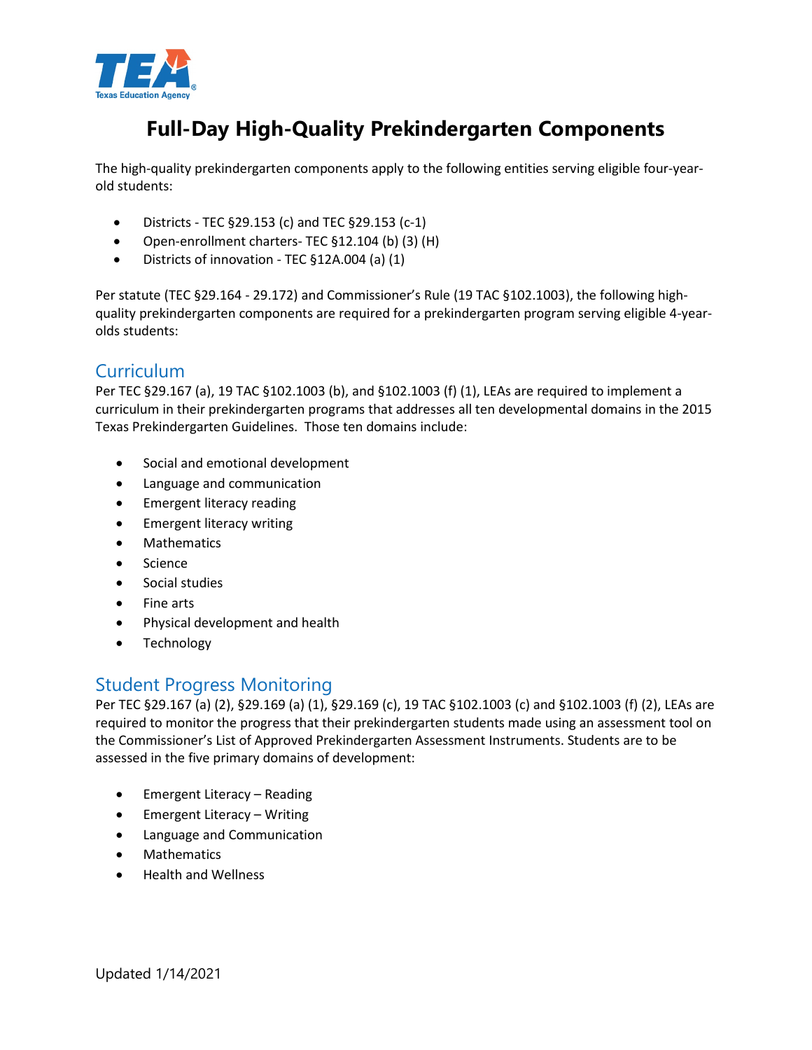# Full-Day High-Quality Prekindergarten Components

The high-quality prekindergarten components apply to the following entities serving eligible four-year-old students:

- Districts - TEC §29.153 (c) and TEC §29.153 (c-1)
- Open-enrollment charters- TEC §12.104 (b) (3) (H)
- Districts of innovation - TEC §12A.004 (a) (1)

Per statute (TEC §29.164 - 29.172) and Commissioner's Rule (19 TAC §102.1003), the following high-quality prekindergarten components are required for a prekindergarten program serving eligible 4-year-olds students:

## Curriculum

Per TEC §29.167 (a), 19 TAC §102.1003 (b), and §102.1003 (f) (1), LEAs are required to implement a curriculum in their prekindergarten programs that addresses all ten developmental domains in the 2015 Texas Prekindergarten Guidelines. Those ten domains include:

- Social and emotional development
- Language and communication
- Emergent literacy reading
- Emergent literacy writing
- Mathematics
- Science
- Social studies
- Fine arts
- Physical development and health
- Technology

## Student Progress Monitoring

Per TEC §29.167 (a) (2), §29.169 (a) (1), §29.169 (c), 19 TAC §102.1003 (c) and §102.1003 (f) (2), LEAs are required to monitor the progress that their prekindergarten students made using an assessment tool on the Commissioner's List of Approved Prekindergarten Assessment Instruments. Students are to be assessed in the five primary domains of development:

- Emergent Literacy – Reading
- Emergent Literacy – Writing
- Language and Communication
- Mathematics
- Health and Wellness

Updated 1/14/2021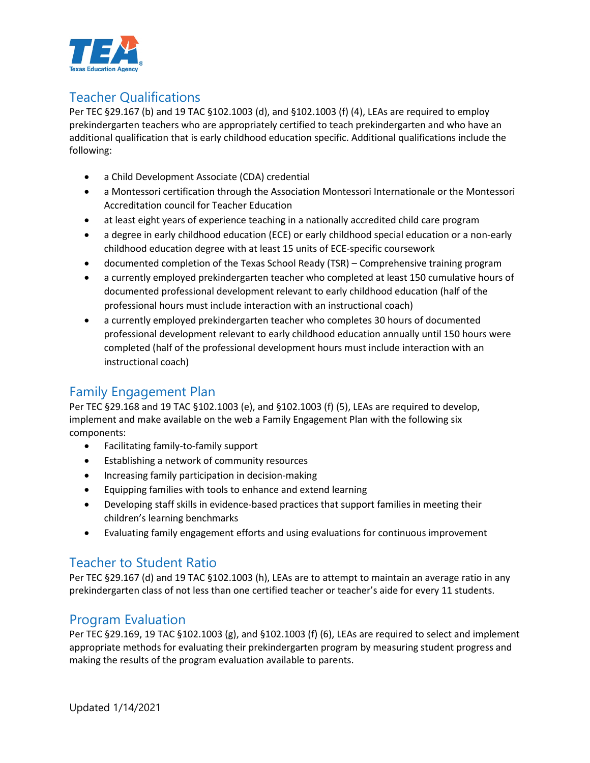## Teacher Qualifications

Per TEC §29.167 (b) and 19 TAC §102.1003 (d), and §102.1003 (f) (4), LEAs are required to employ prekindergarten teachers who are appropriately certified to teach prekindergarten and who have an additional qualification that is early childhood education specific. Additional qualifications include the following:

- a Child Development Associate (CDA) credential
- a Montessori certification through the Association Montessori Internationale or the Montessori Accreditation council for Teacher Education
- at least eight years of experience teaching in a nationally accredited child care program
- a degree in early childhood education (ECE) or early childhood special education or a non-early childhood education degree with at least 15 units of ECE-specific coursework
- documented completion of the Texas School Ready (TSR) – Comprehensive training program
- a currently employed prekindergarten teacher who completed at least 150 cumulative hours of documented professional development relevant to early childhood education (half of the professional hours must include interaction with an instructional coach)
- a currently employed prekindergarten teacher who completes 30 hours of documented professional development relevant to early childhood education annually until 150 hours were completed (half of the professional development hours must include interaction with an instructional coach)

## Family Engagement Plan

Per TEC §29.168 and 19 TAC §102.1003 (e), and §102.1003 (f) (5), LEAs are required to develop, implement and make available on the web a Family Engagement Plan with the following six components:

- Facilitating family-to-family support
- Establishing a network of community resources
- Increasing family participation in decision-making
- Equipping families with tools to enhance and extend learning
- Developing staff skills in evidence-based practices that support families in meeting their children's learning benchmarks
- Evaluating family engagement efforts and using evaluations for continuous improvement

## Teacher to Student Ratio

Per TEC §29.167 (d) and 19 TAC §102.1003 (h), LEAs are to attempt to maintain an average ratio in any prekindergarten class of not less than one certified teacher or teacher's aide for every 11 students.

## Program Evaluation

Per TEC §29.169, 19 TAC §102.1003 (g), and §102.1003 (f) (6), LEAs are required to select and implement appropriate methods for evaluating their prekindergarten program by measuring student progress and making the results of the program evaluation available to parents.

Updated 1/14/2021